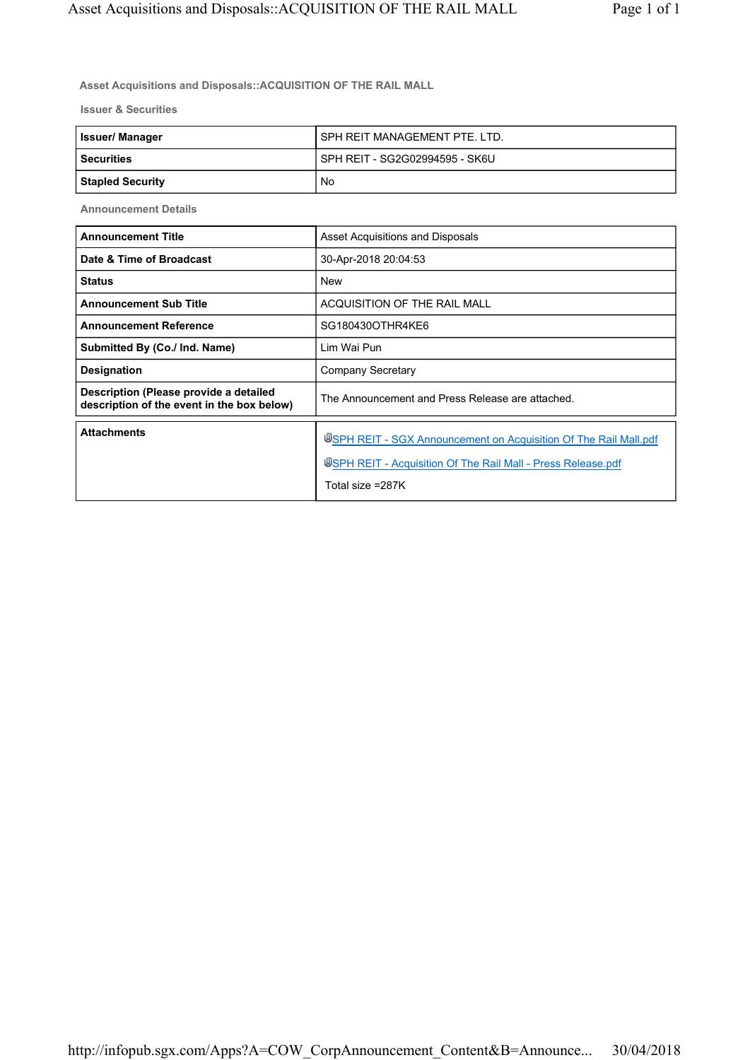## Asset Acquisitions and Disposals::ACQUISITION OF THE RAIL MALL

### Issuer & Securities

| Issuer/ Manager | SPH REIT MANAGEMENT PTE. LTD. |
|---|---|
| Securities | SPH REIT - SG2G02994595 - SK6U |
| Stapled Security | No |

### Announcement Details

| Announcement Title | Asset Acquisitions and Disposals |
|---|---|
| Date & Time of Broadcast | 30-Apr-2018 20:04:53 |
| Status | New |
| Announcement Sub Title | ACQUISITION OF THE RAIL MALL |
| Announcement Reference | SG180430OTHR4KE6 |
| Submitted By (Co./ Ind. Name) | Lim Wai Pun |
| Designation | Company Secretary |
| Description (Please provide a detailed description of the event in the box below) | The Announcement and Press Release are attached. |

| Attachments | SPH REIT - SGX Announcement on Acquisition Of The Rail Mall.pdf<br>SPH REIT - Acquisition Of The Rail Mall - Press Release.pdf<br>Total size =287K |
|---|---|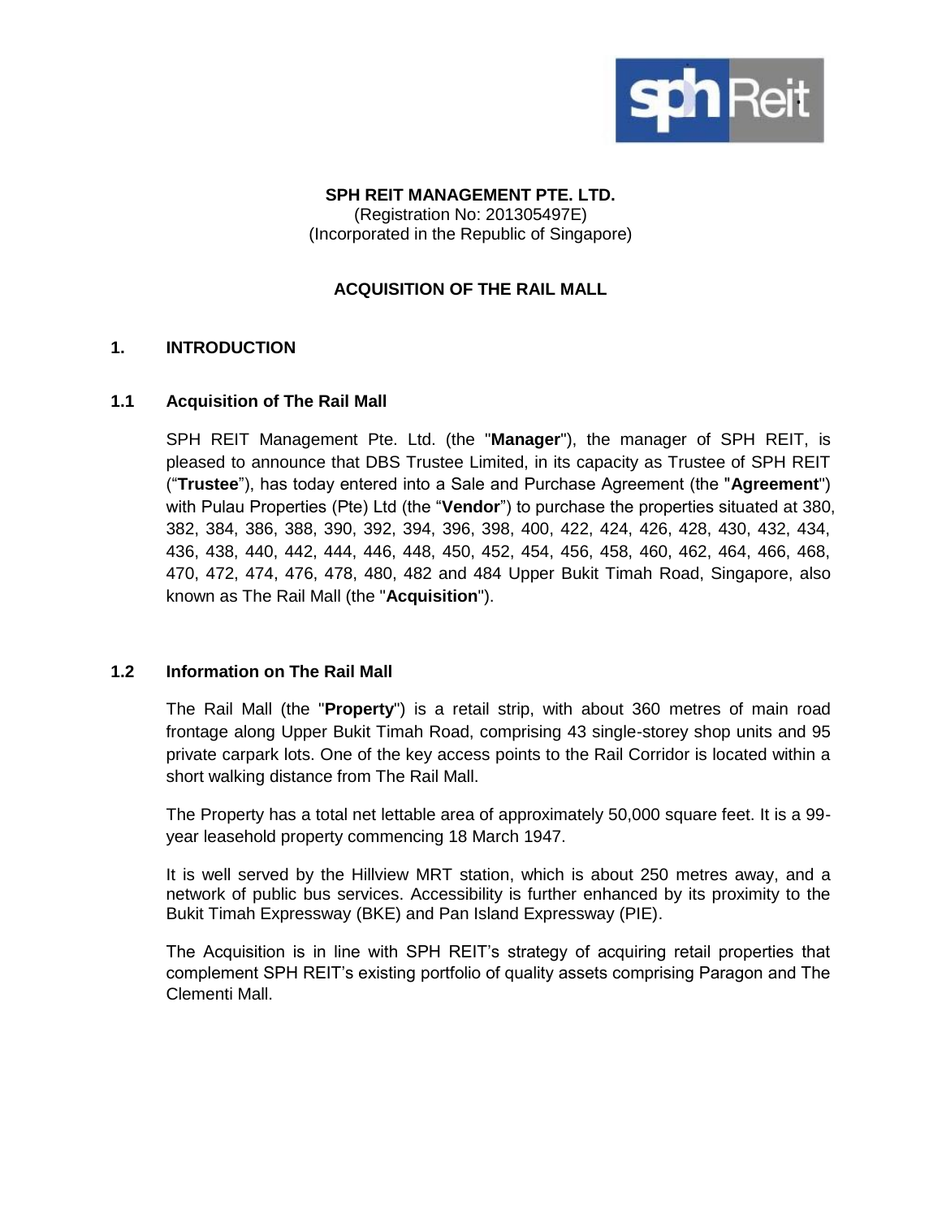**SPH REIT MANAGEMENT PTE. LTD.**
(Registration No: 201305497E)
(Incorporated in the Republic of Singapore)

**ACQUISITION OF THE RAIL MALL**

## 1. INTRODUCTION

### 1.1 Acquisition of The Rail Mall

SPH REIT Management Pte. Ltd. (the "**Manager**"), the manager of SPH REIT, is pleased to announce that DBS Trustee Limited, in its capacity as Trustee of SPH REIT ("**Trustee**"), has today entered into a Sale and Purchase Agreement (the "**Agreement**") with Pulau Properties (Pte) Ltd (the "**Vendor**") to purchase the properties situated at 380, 382, 384, 386, 388, 390, 392, 394, 396, 398, 400, 422, 424, 426, 428, 430, 432, 434, 436, 438, 440, 442, 444, 446, 448, 450, 452, 454, 456, 458, 460, 462, 464, 466, 468, 470, 472, 474, 476, 478, 480, 482 and 484 Upper Bukit Timah Road, Singapore, also known as The Rail Mall (the "**Acquisition**").

### 1.2 Information on The Rail Mall

The Rail Mall (the "**Property**") is a retail strip, with about 360 metres of main road frontage along Upper Bukit Timah Road, comprising 43 single-storey shop units and 95 private carpark lots. One of the key access points to the Rail Corridor is located within a short walking distance from The Rail Mall.

The Property has a total net lettable area of approximately 50,000 square feet. It is a 99-year leasehold property commencing 18 March 1947.

It is well served by the Hillview MRT station, which is about 250 metres away, and a network of public bus services. Accessibility is further enhanced by its proximity to the Bukit Timah Expressway (BKE) and Pan Island Expressway (PIE).

The Acquisition is in line with SPH REIT's strategy of acquiring retail properties that complement SPH REIT's existing portfolio of quality assets comprising Paragon and The Clementi Mall.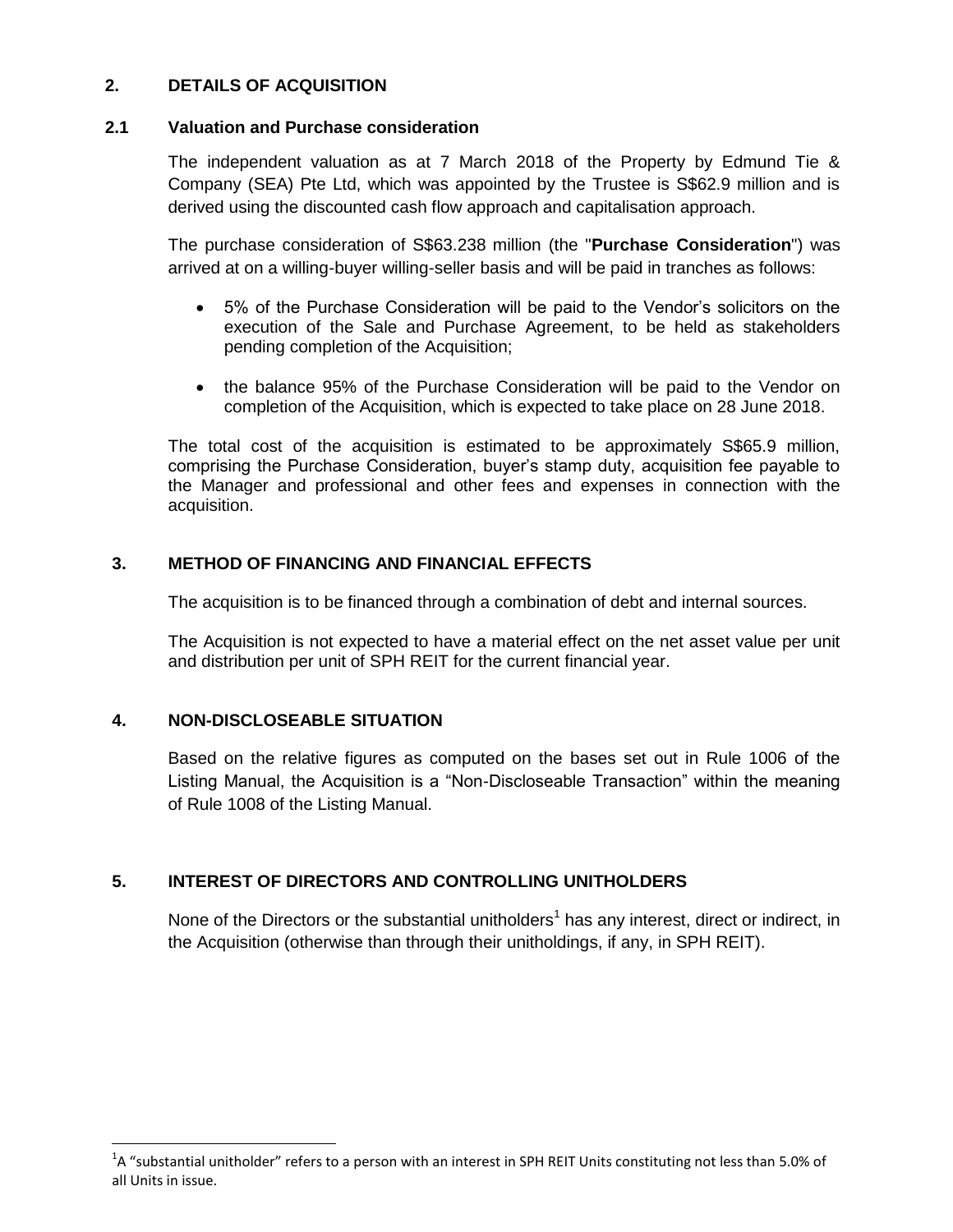## 2. DETAILS OF ACQUISITION

### 2.1 Valuation and Purchase consideration

The independent valuation as at 7 March 2018 of the Property by Edmund Tie & Company (SEA) Pte Ltd, which was appointed by the Trustee is S$62.9 million and is derived using the discounted cash flow approach and capitalisation approach.

The purchase consideration of S$63.238 million (the "**Purchase Consideration**") was arrived at on a willing-buyer willing-seller basis and will be paid in tranches as follows:

- 5% of the Purchase Consideration will be paid to the Vendor's solicitors on the execution of the Sale and Purchase Agreement, to be held as stakeholders pending completion of the Acquisition;
- the balance 95% of the Purchase Consideration will be paid to the Vendor on completion of the Acquisition, which is expected to take place on 28 June 2018.

The total cost of the acquisition is estimated to be approximately S$65.9 million, comprising the Purchase Consideration, buyer's stamp duty, acquisition fee payable to the Manager and professional and other fees and expenses in connection with the acquisition.

## 3. METHOD OF FINANCING AND FINANCIAL EFFECTS

The acquisition is to be financed through a combination of debt and internal sources.

The Acquisition is not expected to have a material effect on the net asset value per unit and distribution per unit of SPH REIT for the current financial year.

## 4. NON-DISCLOSEABLE SITUATION

Based on the relative figures as computed on the bases set out in Rule 1006 of the Listing Manual, the Acquisition is a "Non-Discloseable Transaction" within the meaning of Rule 1008 of the Listing Manual.

## 5. INTEREST OF DIRECTORS AND CONTROLLING UNITHOLDERS

None of the Directors or the substantial unitholders[1] has any interest, direct or indirect, in the Acquisition (otherwise than through their unitholdings, if any, in SPH REIT).

[1] A "substantial unitholder" refers to a person with an interest in SPH REIT Units constituting not less than 5.0% of all Units in issue.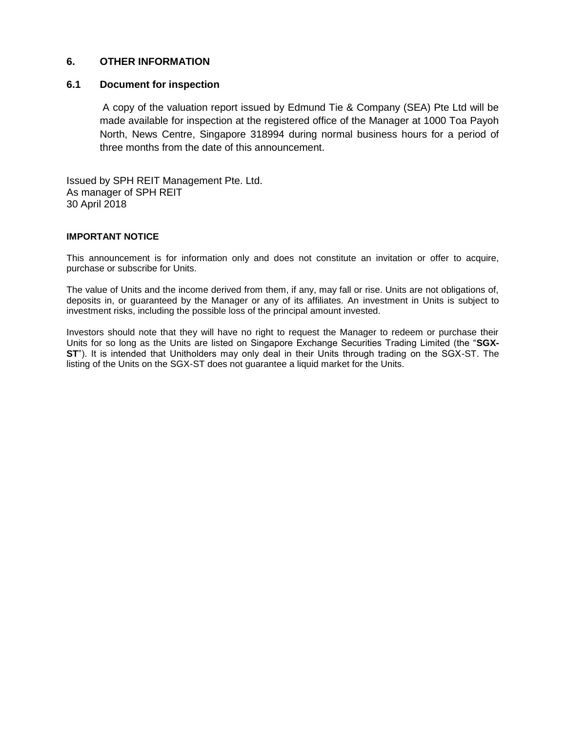## 6. OTHER INFORMATION

### 6.1 Document for inspection

A copy of the valuation report issued by Edmund Tie & Company (SEA) Pte Ltd will be made available for inspection at the registered office of the Manager at 1000 Toa Payoh North, News Centre, Singapore 318994 during normal business hours for a period of three months from the date of this announcement.

Issued by SPH REIT Management Pte. Ltd.
As manager of SPH REIT
30 April 2018

**IMPORTANT NOTICE**

This announcement is for information only and does not constitute an invitation or offer to acquire, purchase or subscribe for Units.

The value of Units and the income derived from them, if any, may fall or rise. Units are not obligations of, deposits in, or guaranteed by the Manager or any of its affiliates. An investment in Units is subject to investment risks, including the possible loss of the principal amount invested.

Investors should note that they will have no right to request the Manager to redeem or purchase their Units for so long as the Units are listed on Singapore Exchange Securities Trading Limited (the "**SGX-ST**"). It is intended that Unitholders may only deal in their Units through trading on the SGX-ST. The listing of the Units on the SGX-ST does not guarantee a liquid market for the Units.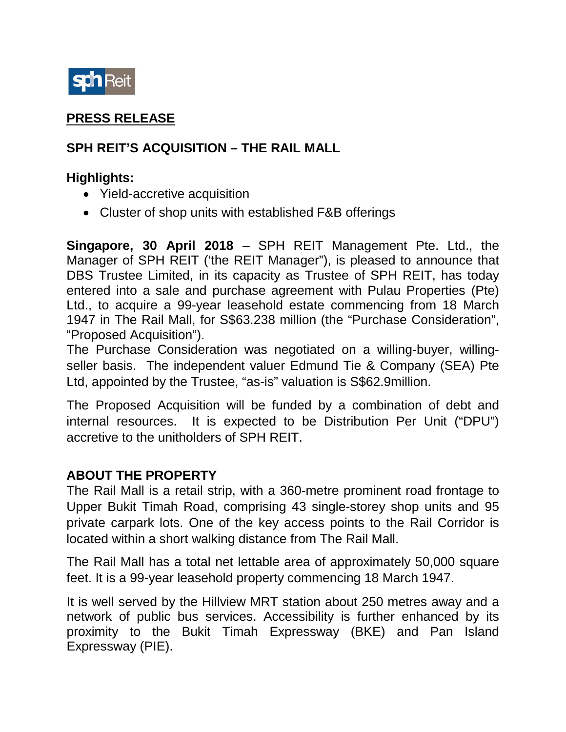sph Reit

**PRESS RELEASE**

**SPH REIT'S ACQUISITION – THE RAIL MALL**

**Highlights:**

- Yield-accretive acquisition
- Cluster of shop units with established F&B offerings

**Singapore, 30 April 2018** – SPH REIT Management Pte. Ltd., the Manager of SPH REIT ('the REIT Manager"), is pleased to announce that DBS Trustee Limited, in its capacity as Trustee of SPH REIT, has today entered into a sale and purchase agreement with Pulau Properties (Pte) Ltd., to acquire a 99-year leasehold estate commencing from 18 March 1947 in The Rail Mall, for S$63.238 million (the "Purchase Consideration", "Proposed Acquisition").

The Purchase Consideration was negotiated on a willing-buyer, willing-seller basis. The independent valuer Edmund Tie & Company (SEA) Pte Ltd, appointed by the Trustee, "as-is" valuation is S$62.9million.

The Proposed Acquisition will be funded by a combination of debt and internal resources. It is expected to be Distribution Per Unit ("DPU") accretive to the unitholders of SPH REIT.

**ABOUT THE PROPERTY**

The Rail Mall is a retail strip, with a 360-metre prominent road frontage to Upper Bukit Timah Road, comprising 43 single-storey shop units and 95 private carpark lots. One of the key access points to the Rail Corridor is located within a short walking distance from The Rail Mall.

The Rail Mall has a total net lettable area of approximately 50,000 square feet. It is a 99-year leasehold property commencing 18 March 1947.

It is well served by the Hillview MRT station about 250 metres away and a network of public bus services. Accessibility is further enhanced by its proximity to the Bukit Timah Expressway (BKE) and Pan Island Expressway (PIE).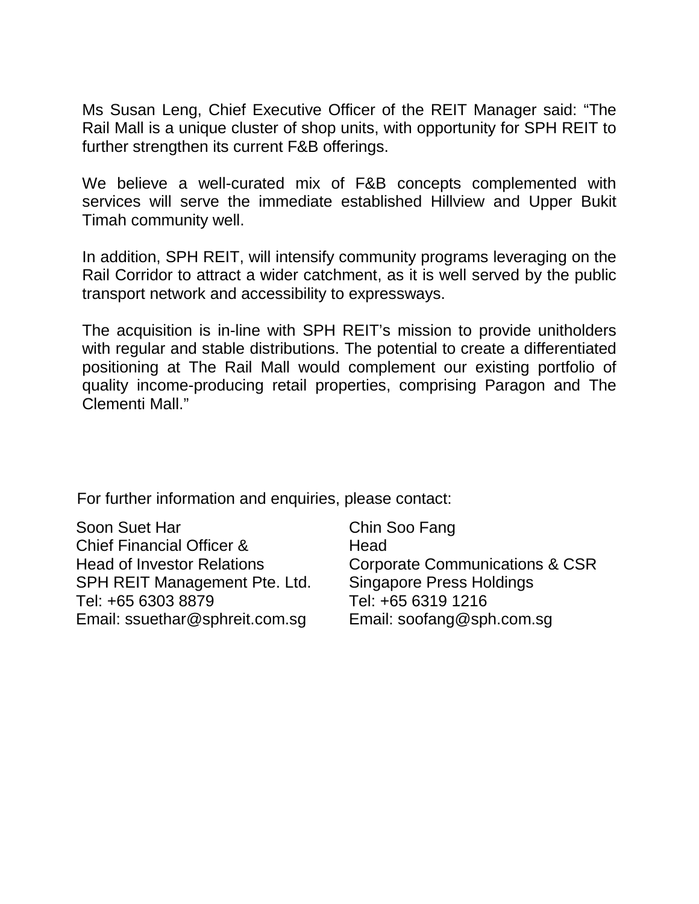Ms Susan Leng, Chief Executive Officer of the REIT Manager said: "The Rail Mall is a unique cluster of shop units, with opportunity for SPH REIT to further strengthen its current F&B offerings.

We believe a well-curated mix of F&B concepts complemented with services will serve the immediate established Hillview and Upper Bukit Timah community well.

In addition, SPH REIT, will intensify community programs leveraging on the Rail Corridor to attract a wider catchment, as it is well served by the public transport network and accessibility to expressways.

The acquisition is in-line with SPH REIT's mission to provide unitholders with regular and stable distributions. The potential to create a differentiated positioning at The Rail Mall would complement our existing portfolio of quality income-producing retail properties, comprising Paragon and The Clementi Mall."

For further information and enquiries, please contact:

Soon Suet Har
Chief Financial Officer &
Head of Investor Relations
SPH REIT Management Pte. Ltd.
Tel: +65 6303 8879
Email: ssuethar@sphreit.com.sg

Chin Soo Fang
Head
Corporate Communications & CSR
Singapore Press Holdings
Tel: +65 6319 1216
Email: soofang@sph.com.sg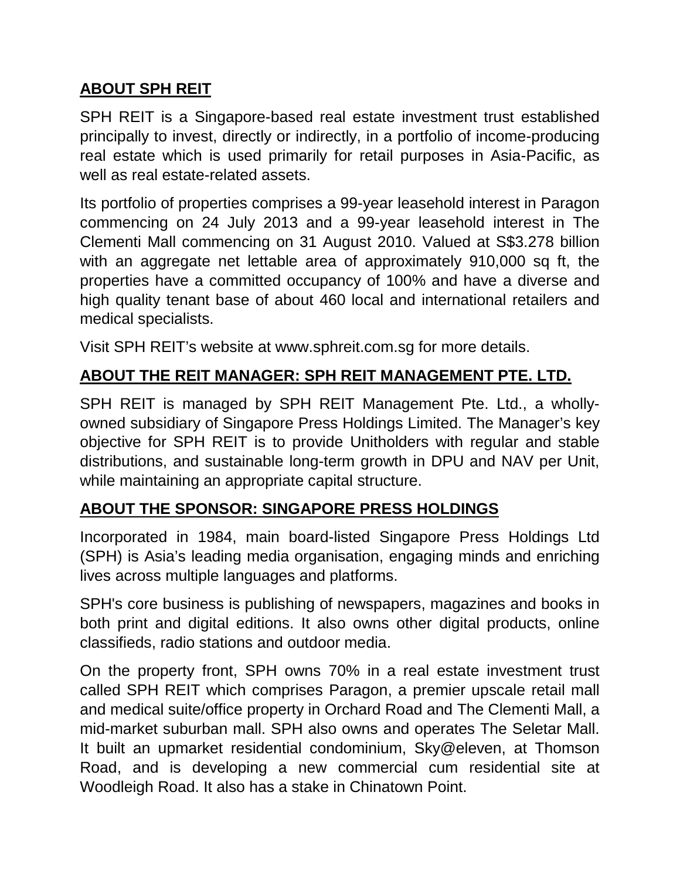## **ABOUT SPH REIT**

SPH REIT is a Singapore-based real estate investment trust established principally to invest, directly or indirectly, in a portfolio of income-producing real estate which is used primarily for retail purposes in Asia-Pacific, as well as real estate-related assets.

Its portfolio of properties comprises a 99-year leasehold interest in Paragon commencing on 24 July 2013 and a 99-year leasehold interest in The Clementi Mall commencing on 31 August 2010. Valued at S$3.278 billion with an aggregate net lettable area of approximately 910,000 sq ft, the properties have a committed occupancy of 100% and have a diverse and high quality tenant base of about 460 local and international retailers and medical specialists.

Visit SPH REIT's website at www.sphreit.com.sg for more details.

## **ABOUT THE REIT MANAGER: SPH REIT MANAGEMENT PTE. LTD.**

SPH REIT is managed by SPH REIT Management Pte. Ltd., a wholly-owned subsidiary of Singapore Press Holdings Limited. The Manager's key objective for SPH REIT is to provide Unitholders with regular and stable distributions, and sustainable long-term growth in DPU and NAV per Unit, while maintaining an appropriate capital structure.

## **ABOUT THE SPONSOR: SINGAPORE PRESS HOLDINGS**

Incorporated in 1984, main board-listed Singapore Press Holdings Ltd (SPH) is Asia's leading media organisation, engaging minds and enriching lives across multiple languages and platforms.

SPH's core business is publishing of newspapers, magazines and books in both print and digital editions. It also owns other digital products, online classifieds, radio stations and outdoor media.

On the property front, SPH owns 70% in a real estate investment trust called SPH REIT which comprises Paragon, a premier upscale retail mall and medical suite/office property in Orchard Road and The Clementi Mall, a mid-market suburban mall. SPH also owns and operates The Seletar Mall. It built an upmarket residential condominium, Sky@eleven, at Thomson Road, and is developing a new commercial cum residential site at Woodleigh Road. It also has a stake in Chinatown Point.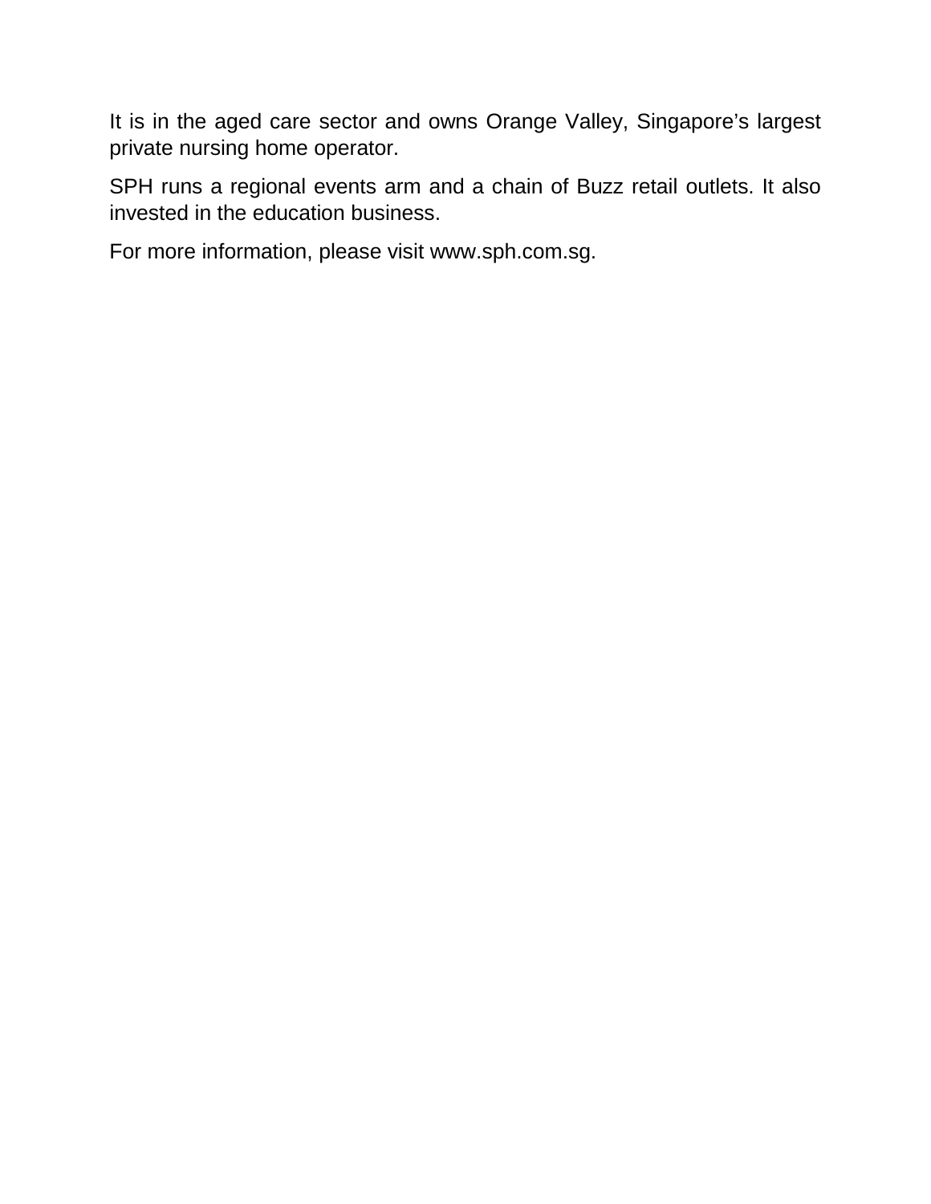It is in the aged care sector and owns Orange Valley, Singapore’s largest private nursing home operator.

SPH runs a regional events arm and a chain of Buzz retail outlets. It also invested in the education business.

For more information, please visit www.sph.com.sg.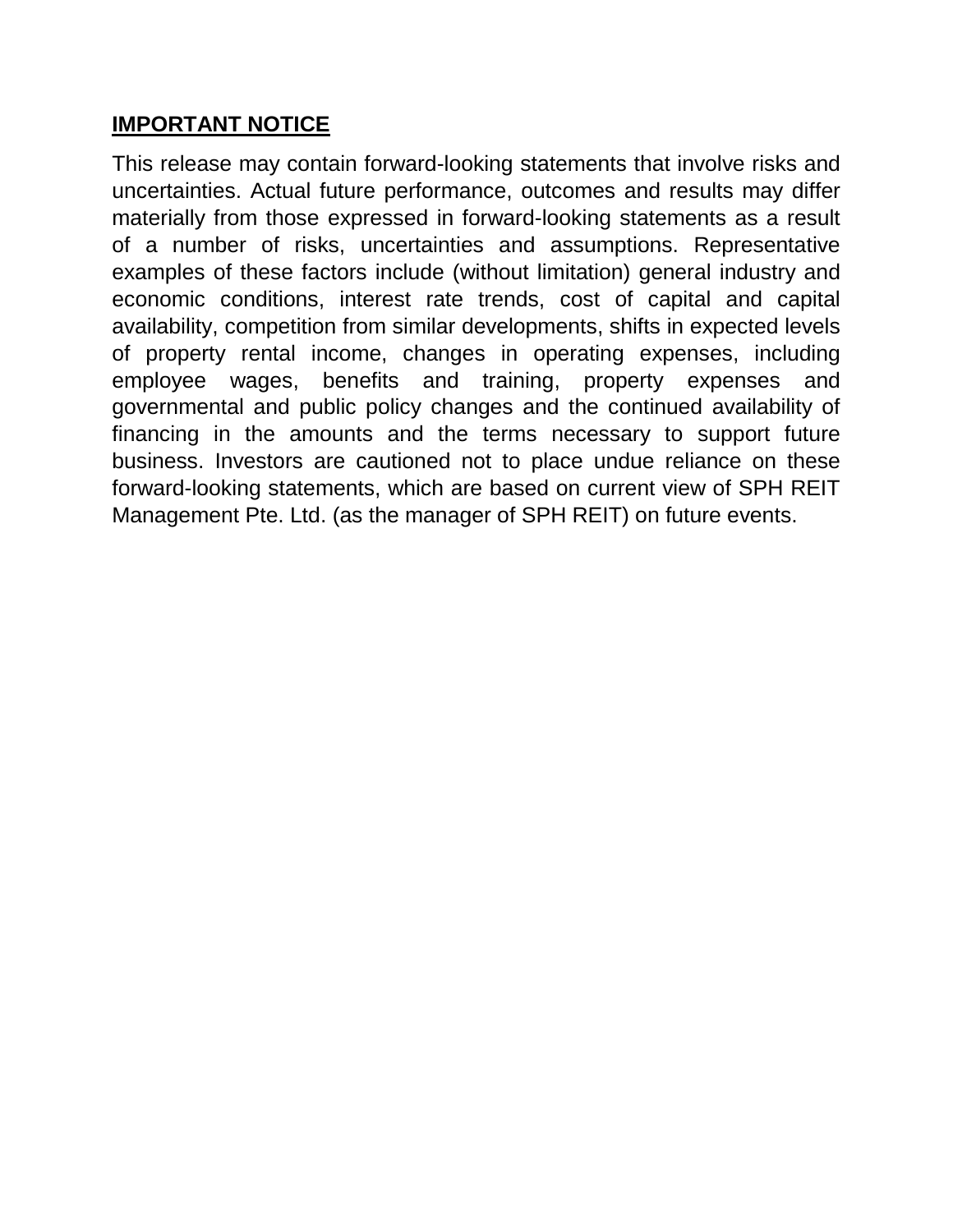**<u>IMPORTANT NOTICE</u>**

This release may contain forward-looking statements that involve risks and uncertainties. Actual future performance, outcomes and results may differ materially from those expressed in forward-looking statements as a result of a number of risks, uncertainties and assumptions. Representative examples of these factors include (without limitation) general industry and economic conditions, interest rate trends, cost of capital and capital availability, competition from similar developments, shifts in expected levels of property rental income, changes in operating expenses, including employee wages, benefits and training, property expenses and governmental and public policy changes and the continued availability of financing in the amounts and the terms necessary to support future business. Investors are cautioned not to place undue reliance on these forward-looking statements, which are based on current view of SPH REIT Management Pte. Ltd. (as the manager of SPH REIT) on future events.